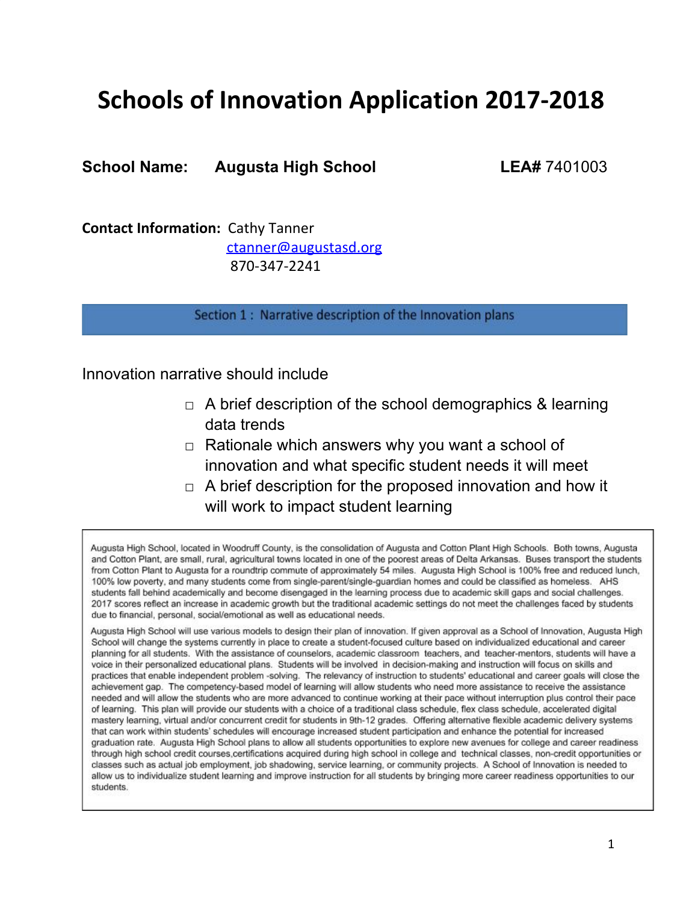# Schools of Innovation Application 2017-2018

**School Name:** **Augusta High School** **LEA#** 7401003

**Contact Information:** Cathy Tanner
ctanner@augustasd.org
870-347-2241

## Section 1 : Narrative description of the Innovation plans

Innovation narrative should include

- A brief description of the school demographics & learning data trends
- Rationale which answers why you want a school of innovation and what specific student needs it will meet
- A brief description for the proposed innovation and how it will work to impact student learning

Augusta High School, located in Woodruff County, is the consolidation of Augusta and Cotton Plant High Schools. Both towns, Augusta and Cotton Plant, are small, rural, agricultural towns located in one of the poorest areas of Delta Arkansas. Buses transport the students from Cotton Plant to Augusta for a roundtrip commute of approximately 54 miles. Augusta High School is 100% free and reduced lunch, 100% low poverty, and many students come from single-parent/single-guardian homes and could be classified as homeless. AHS students fall behind academically and become disengaged in the learning process due to academic skill gaps and social challenges. 2017 scores reflect an increase in academic growth but the traditional academic settings do not meet the challenges faced by students due to financial, personal, social/emotional as well as educational needs.

Augusta High School will use various models to design their plan of innovation. If given approval as a School of Innovation, Augusta High School will change the systems currently in place to create a student-focused culture based on individualized educational and career planning for all students. With the assistance of counselors, academic classroom teachers, and teacher-mentors, students will have a voice in their personalized educational plans. Students will be involved in decision-making and instruction will focus on skills and practices that enable independent problem -solving. The relevancy of instruction to students' educational and career goals will close the achievement gap. The competency-based model of learning will allow students who need more assistance to receive the assistance needed and will allow the students who are more advanced to continue working at their pace without interruption plus control their pace of learning. This plan will provide our students with a choice of a traditional class schedule, flex class schedule, accelerated digital mastery learning, virtual and/or concurrent credit for students in 9th-12 grades. Offering alternative flexible academic delivery systems that can work within students' schedules will encourage increased student participation and enhance the potential for increased graduation rate. Augusta High School plans to allow all students opportunities to explore new avenues for college and career readiness through high school credit courses,certifications acquired during high school in college and technical classes, non-credit opportunities or classes such as actual job employment, job shadowing, service learning, or community projects. A School of Innovation is needed to allow us to individualize student learning and improve instruction for all students by bringing more career readiness opportunities to our students.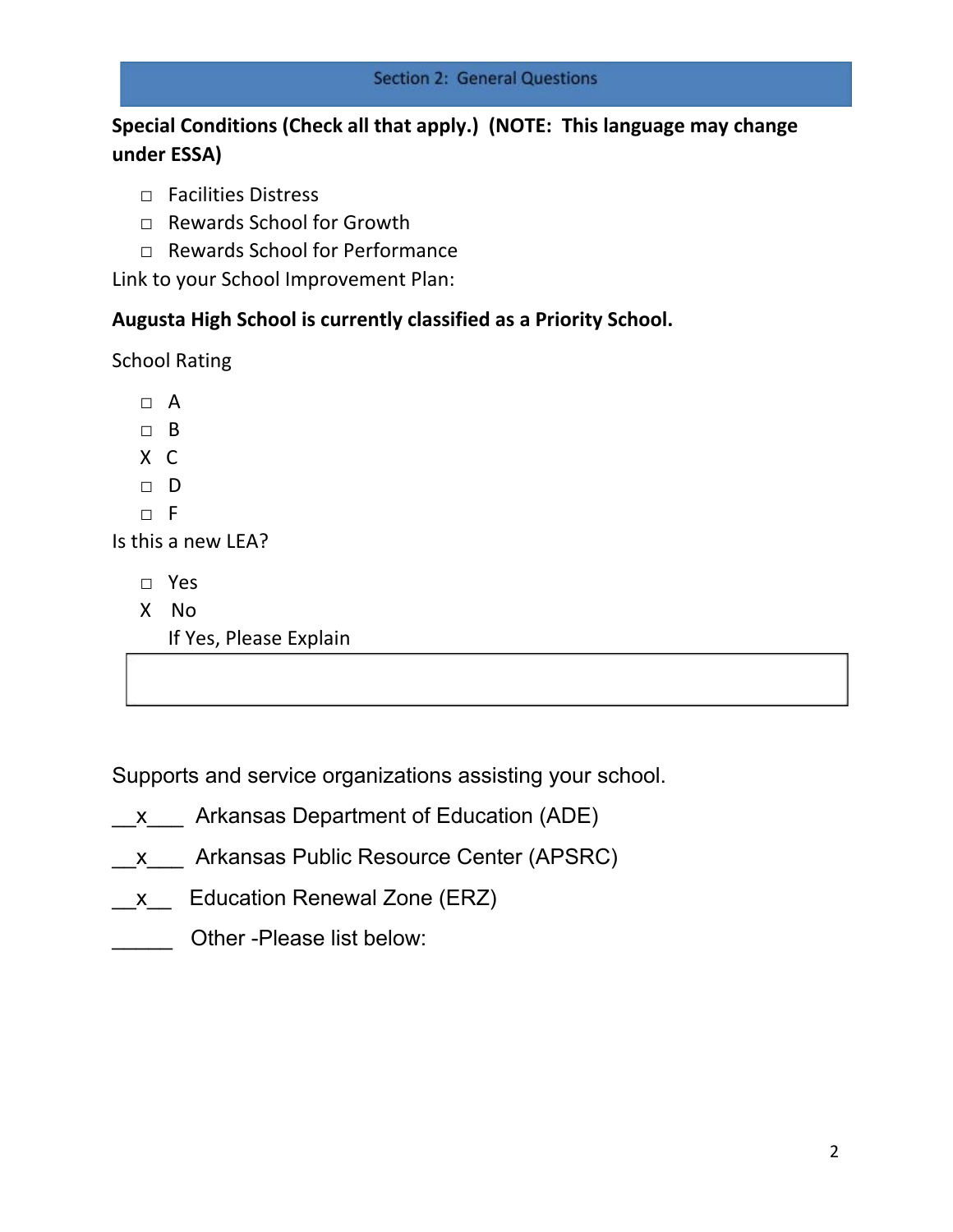## Section 2: General Questions

**Special Conditions (Check all that apply.) (NOTE: This language may change under ESSA)**

- □ Facilities Distress
- □ Rewards School for Growth
- □ Rewards School for Performance

Link to your School Improvement Plan:

**Augusta High School is currently classified as a Priority School.**

School Rating

- □ A
- □ B
- X C
- □ D
- □ F

Is this a new LEA?

- □ Yes
- X No

If Yes, Please Explain

|   |
|---|
|   |

Supports and service organizations assisting your school.

__x___ Arkansas Department of Education (ADE)

__x___ Arkansas Public Resource Center (APSRC)

__x__ Education Renewal Zone (ERZ)

_____ Other -Please list below: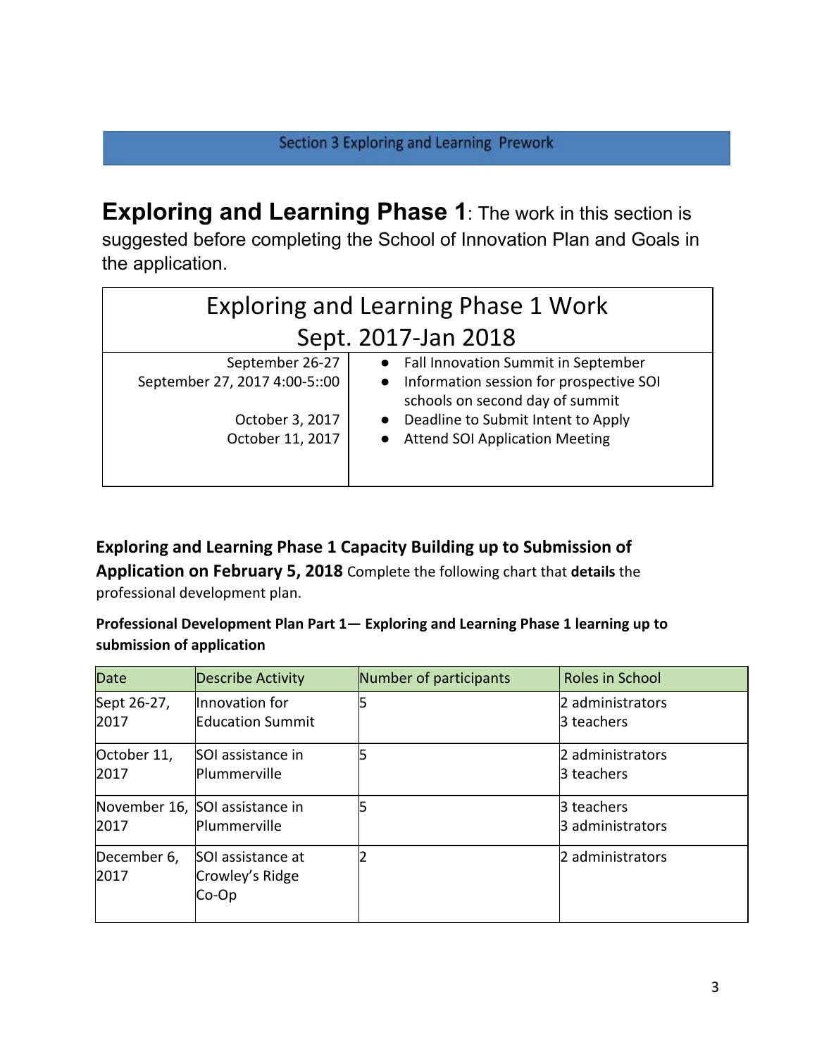## Section 3 Exploring and Learning Prework

**Exploring and Learning Phase 1**: The work in this section is suggested before completing the School of Innovation Plan and Goals in the application.

| Exploring and Learning Phase 1 Work Sept. 2017-Jan 2018 | |
|---|---|
| September 26-27<br>September 27, 2017 4:00-5::00<br><br>October 3, 2017<br>October 11, 2017 | • Fall Innovation Summit in September<br>• Information session for prospective SOI schools on second day of summit<br>• Deadline to Submit Intent to Apply<br>• Attend SOI Application Meeting |

**Exploring and Learning Phase 1 Capacity Building up to Submission of Application on February 5, 2018** Complete the following chart that **details** the professional development plan.

**Professional Development Plan Part 1— Exploring and Learning Phase 1 learning up to submission of application**

| Date | Describe Activity | Number of participants | Roles in School |
|---|---|---|---|
| Sept 26-27, 2017 | Innovation for Education Summit | 5 | 2 administrators<br>3 teachers |
| October 11, 2017 | SOI assistance in Plummerville | 5 | 2 administrators<br>3 teachers |
| November 16, 2017 | SOI assistance in Plummerville | 5 | 3 teachers<br>3 administrators |
| December 6, 2017 | SOI assistance at Crowley's Ridge Co-Op | 2 | 2 administrators |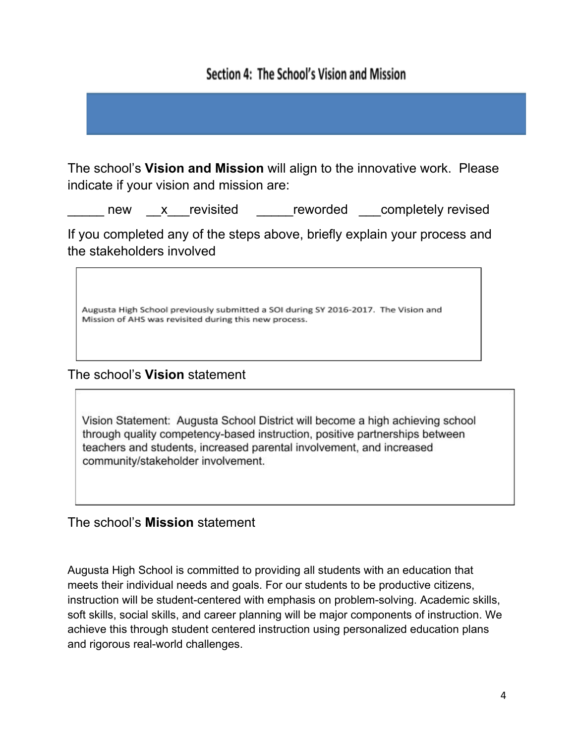## Section 4: The School's Vision and Mission

The school's **Vision and Mission** will align to the innovative work. Please indicate if your vision and mission are:

_____ new __x___revisited _____reworded ___completely revised

If you completed any of the steps above, briefly explain your process and the stakeholders involved

Augusta High School previously submitted a SOI during SY 2016-2017. The Vision and Mission of AHS was revisited during this new process.

The school's **Vision** statement

Vision Statement: Augusta School District will become a high achieving school through quality competency-based instruction, positive partnerships between teachers and students, increased parental involvement, and increased community/stakeholder involvement.

The school's **Mission** statement

Augusta High School is committed to providing all students with an education that meets their individual needs and goals. For our students to be productive citizens, instruction will be student-centered with emphasis on problem-solving. Academic skills, soft skills, social skills, and career planning will be major components of instruction. We achieve this through student centered instruction using personalized education plans and rigorous real-world challenges.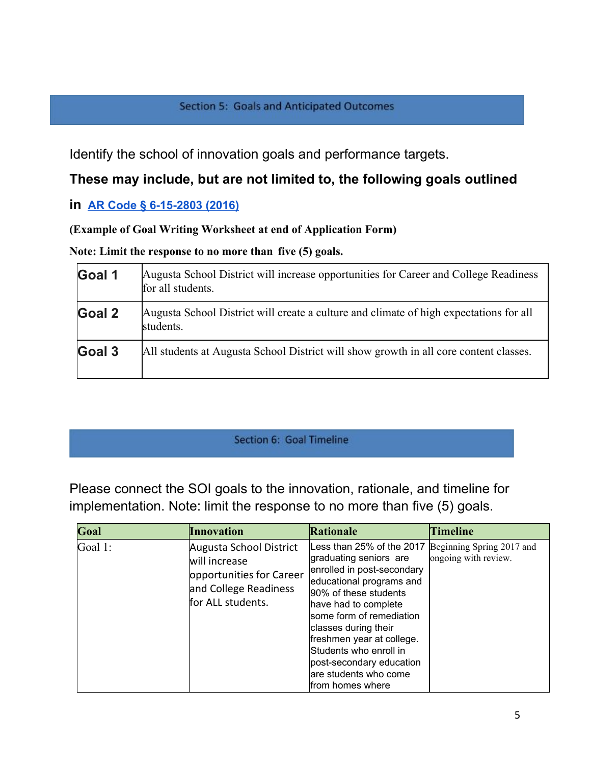## Section 5: Goals and Anticipated Outcomes

Identify the school of innovation goals and performance targets.

**These may include, but are not limited to, the following goals outlined in [AR Code § 6-15-2803 (2016)]**

**(Example of Goal Writing Worksheet at end of Application Form)**

**Note: Limit the response to no more than five (5) goals.**

| | |
|---|---|
| **Goal 1** | Augusta School District will increase opportunities for Career and College Readiness for all students. |
| **Goal 2** | Augusta School District will create a culture and climate of high expectations for all students. |
| **Goal 3** | All students at Augusta School District will show growth in all core content classes. |

## Section 6: Goal Timeline

Please connect the SOI goals to the innovation, rationale, and timeline for implementation. Note: limit the response to no more than five (5) goals.

| Goal | Innovation | Rationale | Timeline |
|---|---|---|---|
| Goal 1: | Augusta School District will increase opportunities for Career and College Readiness for ALL students. | Less than 25% of the 2017 graduating seniors are enrolled in post-secondary educational programs and 90% of these students have had to complete some form of remediation classes during their freshmen year at college. Students who enroll in post-secondary education are students who come from homes where | Beginning Spring 2017 and ongoing with review. |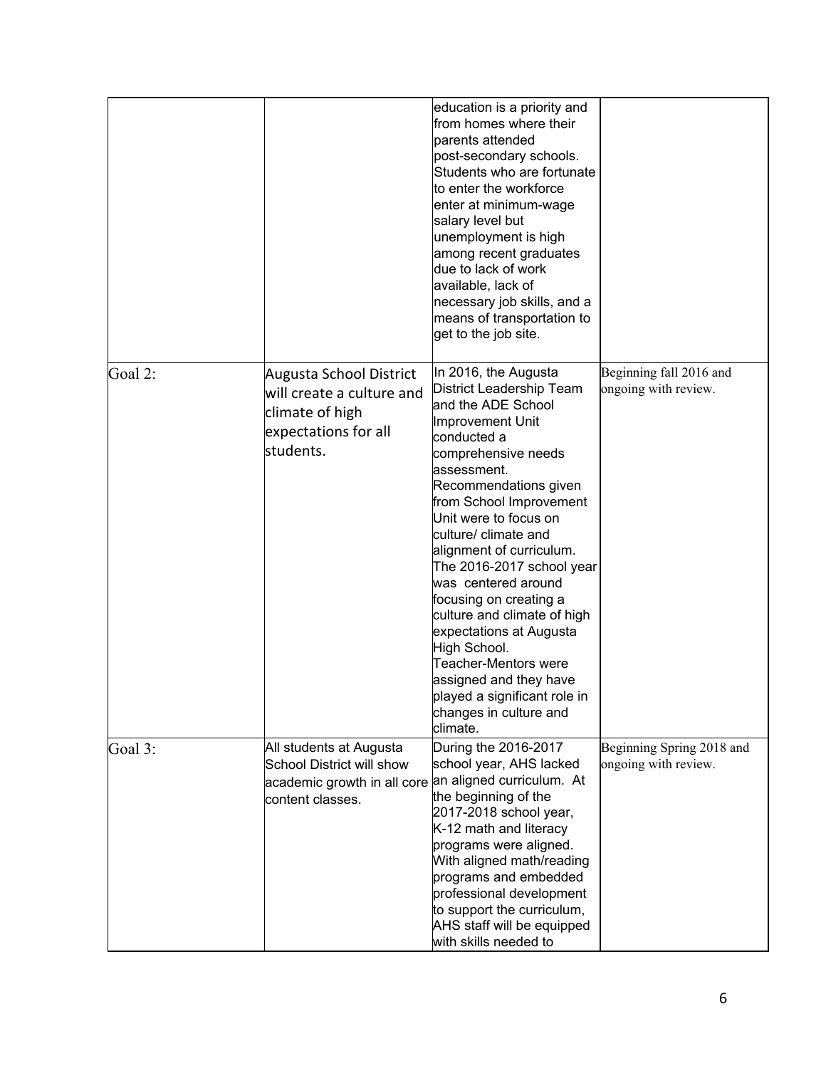| | | | |
|---|---|---|---|
| | | education is a priority and from homes where their parents attended post-secondary schools. Students who are fortunate to enter the workforce enter at minimum-wage salary level but unemployment is high among recent graduates due to lack of work available, lack of necessary job skills, and a means of transportation to get to the job site. | |
| Goal 2: | Augusta School District will create a culture and climate of high expectations for all students. | In 2016, the Augusta District Leadership Team and the ADE School Improvement Unit conducted a comprehensive needs assessment. Recommendations given from School Improvement Unit were to focus on culture/ climate and alignment of curriculum. The 2016-2017 school year was centered around focusing on creating a culture and climate of high expectations at Augusta High School. Teacher-Mentors were assigned and they have played a significant role in changes in culture and climate. | Beginning fall 2016 and ongoing with review. |
| Goal 3: | All students at Augusta School District will show academic growth in all core content classes. | During the 2016-2017 school year, AHS lacked an aligned curriculum. At the beginning of the 2017-2018 school year, K-12 math and literacy programs were aligned. With aligned math/reading programs and embedded professional development to support the curriculum, AHS staff will be equipped with skills needed to | Beginning Spring 2018 and ongoing with review. |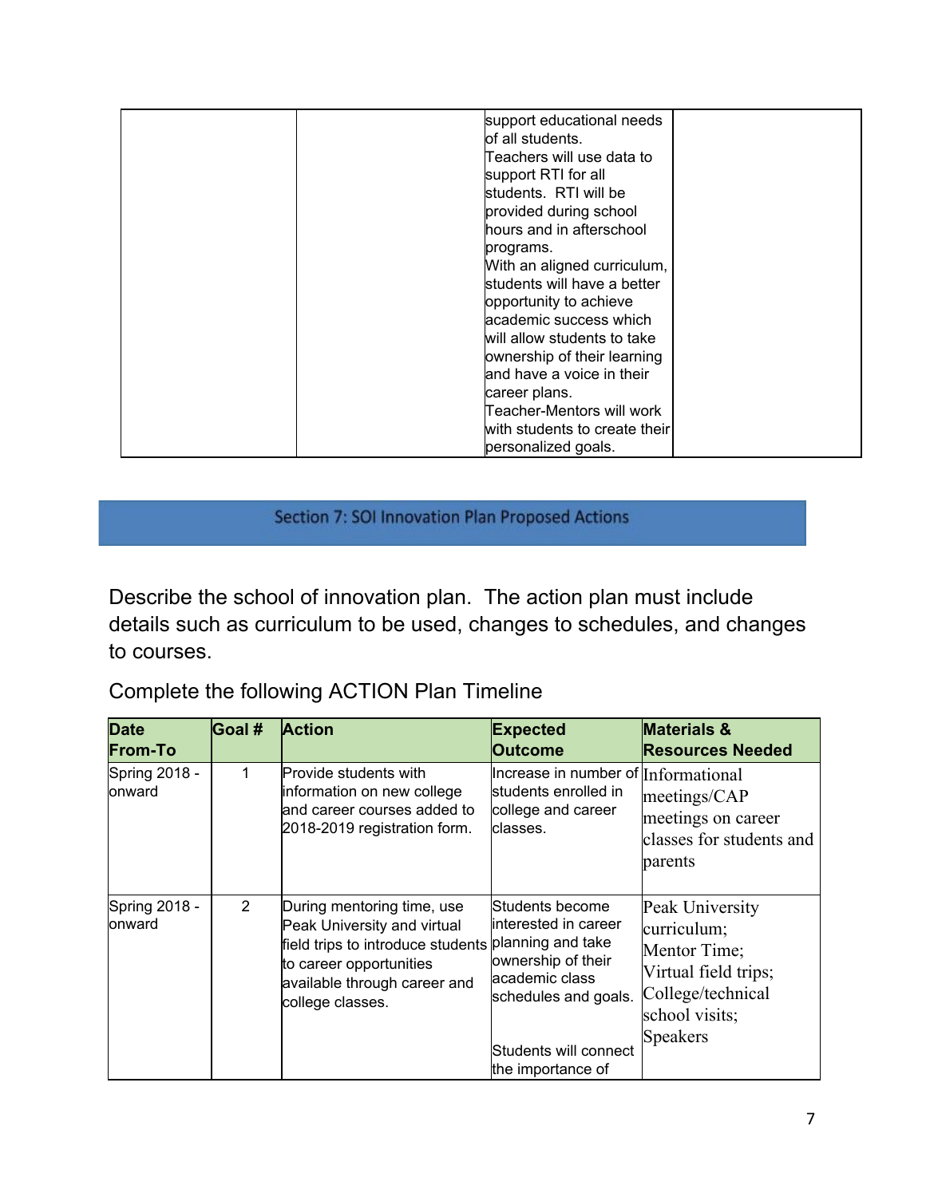| | | support educational needs of all students.<br>Teachers will use data to support RTI for all students. RTI will be provided during school hours and in afterschool programs.<br>With an aligned curriculum, students will have a better opportunity to achieve academic success which will allow students to take ownership of their learning and have a voice in their career plans.<br>Teacher-Mentors will work with students to create their personalized goals. | |
|---|---|---|---|

## Section 7: SOI Innovation Plan Proposed Actions

Describe the school of innovation plan. The action plan must include details such as curriculum to be used, changes to schedules, and changes to courses.

Complete the following ACTION Plan Timeline

| Date From-To | Goal # | Action | Expected Outcome | Materials & Resources Needed |
|---|---|---|---|---|
| Spring 2018 - onward | 1 | Provide students with information on new college and career courses added to 2018-2019 registration form. | Increase in number of students enrolled in college and career classes. | Informational meetings/CAP meetings on career classes for students and parents |
| Spring 2018 - onward | 2 | During mentoring time, use Peak University and virtual field trips to introduce students to career opportunities available through career and college classes. | Students become interested in career planning and take ownership of their academic class schedules and goals.<br><br>Students will connect the importance of | Peak University curriculum;<br>Mentor Time;<br>Virtual field trips;<br>College/technical school visits;<br>Speakers |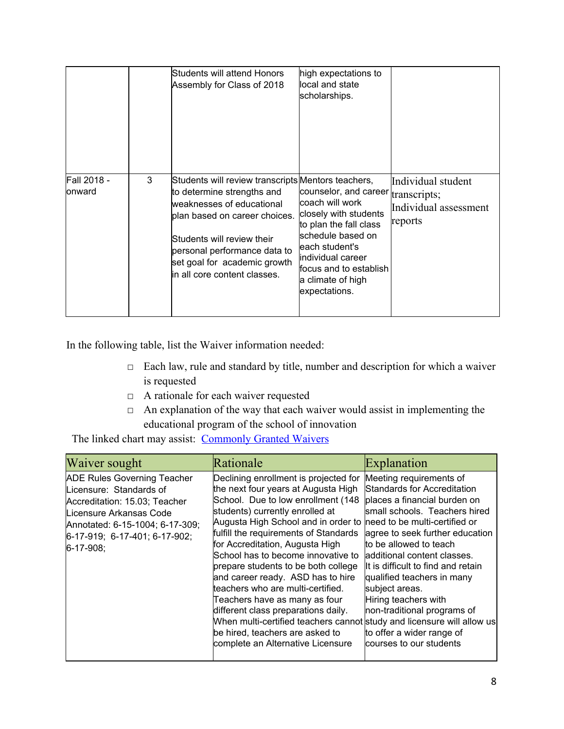| | | | | |
|---|---|---|---|---|
| | | Students will attend Honors Assembly for Class of 2018 | high expectations to local and state scholarships. | |
| Fall 2018 - onward | 3 | Students will review transcripts to determine strengths and weaknesses of educational plan based on career choices.<br><br>Students will review their personal performance data to set goal for academic growth in all core content classes. | Mentors teachers, counselor, and career coach will work closely with students to plan the fall class schedule based on each student's individual career focus and to establish a climate of high expectations. | Individual student transcripts; Individual assessment reports |

In the following table, list the Waiver information needed:

- Each law, rule and standard by title, number and description for which a waiver is requested
- A rationale for each waiver requested
- An explanation of the way that each waiver would assist in implementing the educational program of the school of innovation

The linked chart may assist: [Commonly Granted Waivers]

| Waiver sought | Rationale | Explanation |
|---|---|---|
| ADE Rules Governing Teacher Licensure: Standards of Accreditation: 15.03; Teacher Licensure Arkansas Code Annotated: 6-15-1004; 6-17-309; 6-17-919; 6-17-401; 6-17-902; 6-17-908; | Declining enrollment is projected for the next four years at Augusta High School. Due to low enrollment (148 students) currently enrolled at Augusta High School and in order to fulfill the requirements of Standards for Accreditation, Augusta High School has to become innovative to prepare students to be both college and career ready. ASD has to hire teachers who are multi-certified. Teachers have as many as four different class preparations daily. When multi-certified teachers cannot be hired, teachers are asked to complete an Alternative Licensure | Meeting requirements of Standards for Accreditation places a financial burden on small schools. Teachers hired need to be multi-certified or agree to seek further education to be allowed to teach additional content classes. It is difficult to find and retain qualified teachers in many subject areas. Hiring teachers with non-traditional programs of study and licensure will allow us to offer a wider range of courses to our students |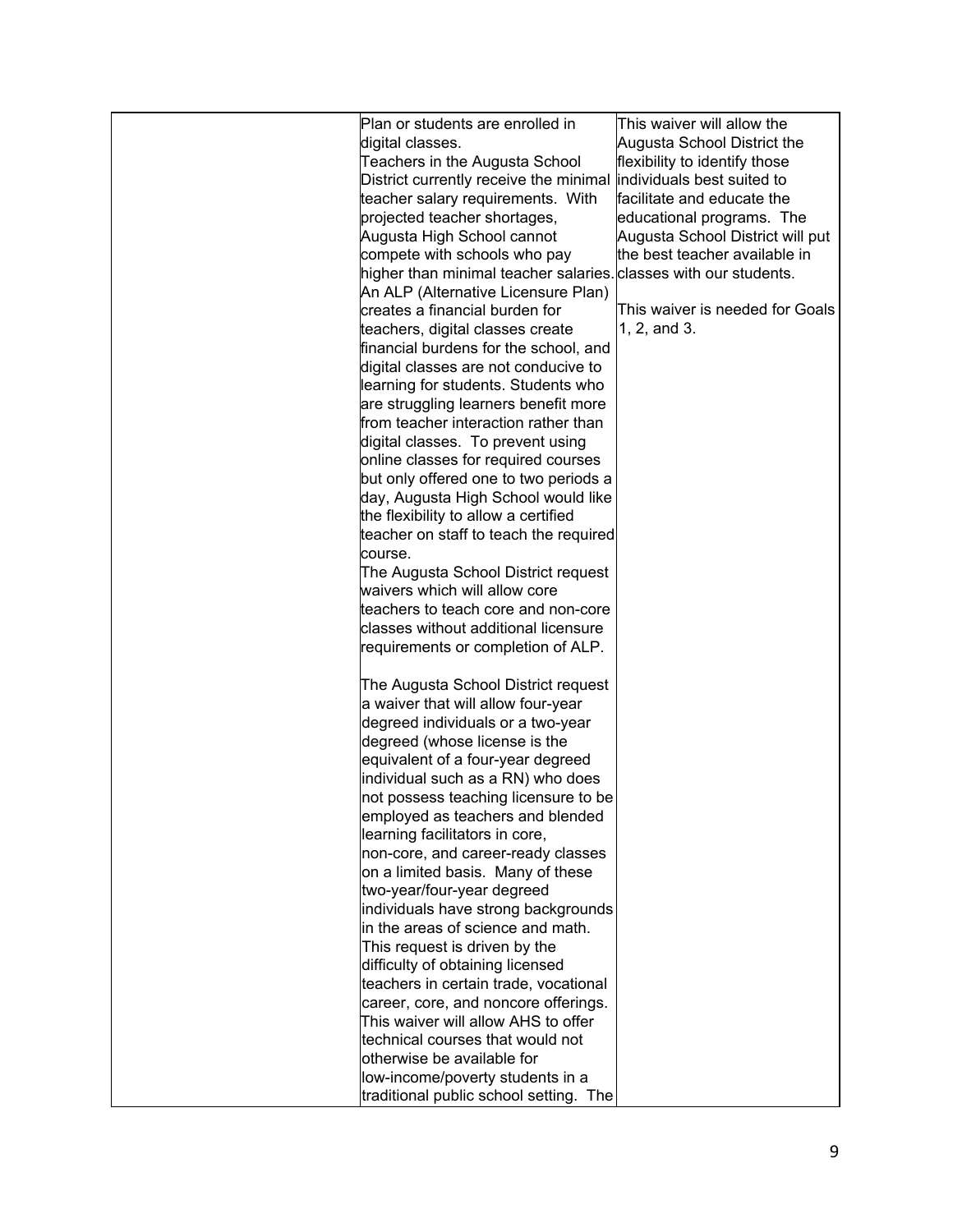| | | |
|---|---|---|
| | Plan or students are enrolled in digital classes.<br>Teachers in the Augusta School District currently receive the minimal teacher salary requirements. With projected teacher shortages, Augusta High School cannot compete with schools who pay higher than minimal teacher salaries. An ALP (Alternative Licensure Plan) creates a financial burden for teachers, digital classes create financial burdens for the school, and digital classes are not conducive to learning for students. Students who are struggling learners benefit more from teacher interaction rather than digital classes. To prevent using online classes for required courses but only offered one to two periods a day, Augusta High School would like the flexibility to allow a certified teacher on staff to teach the required course.<br>The Augusta School District request waivers which will allow core teachers to teach core and non-core classes without additional licensure requirements or completion of ALP.<br><br>The Augusta School District request a waiver that will allow four-year degreed individuals or a two-year degreed (whose license is the equivalent of a four-year degreed individual such as a RN) who does not possess teaching licensure to be employed as teachers and blended learning facilitators in core, non-core, and career-ready classes on a limited basis. Many of these two-year/four-year degreed individuals have strong backgrounds in the areas of science and math. This request is driven by the difficulty of obtaining licensed teachers in certain trade, vocational career, core, and noncore offerings. This waiver will allow AHS to offer technical courses that would not otherwise be available for low-income/poverty students in a traditional public school setting. The | This waiver will allow the Augusta School District the flexibility to identify those individuals best suited to facilitate and educate the educational programs. The Augusta School District will put the best teacher available in classes with our students.<br><br>This waiver is needed for Goals 1, 2, and 3. |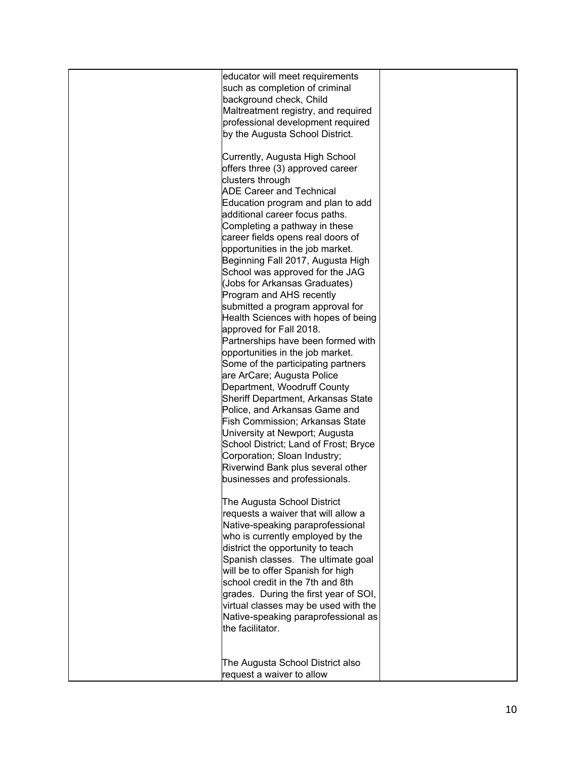| | | |
|---|---|---|
| | educator will meet requirements such as completion of criminal background check, Child Maltreatment registry, and required professional development required by the Augusta School District.<br><br>Currently, Augusta High School offers three (3) approved career clusters through ADE Career and Technical Education program and plan to add additional career focus paths. Completing a pathway in these career fields opens real doors of opportunities in the job market. Beginning Fall 2017, Augusta High School was approved for the JAG (Jobs for Arkansas Graduates) Program and AHS recently submitted a program approval for Health Sciences with hopes of being approved for Fall 2018. Partnerships have been formed with opportunities in the job market. Some of the participating partners are ArCare; Augusta Police Department, Woodruff County Sheriff Department, Arkansas State Police, and Arkansas Game and Fish Commission; Arkansas State University at Newport; Augusta School District; Land of Frost; Bryce Corporation; Sloan Industry; Riverwind Bank plus several other businesses and professionals.<br><br>The Augusta School District requests a waiver that will allow a Native-speaking paraprofessional who is currently employed by the district the opportunity to teach Spanish classes. The ultimate goal will be to offer Spanish for high school credit in the 7th and 8th grades. During the first year of SOI, virtual classes may be used with the Native-speaking paraprofessional as the facilitator.<br><br>The Augusta School District also request a waiver to allow | |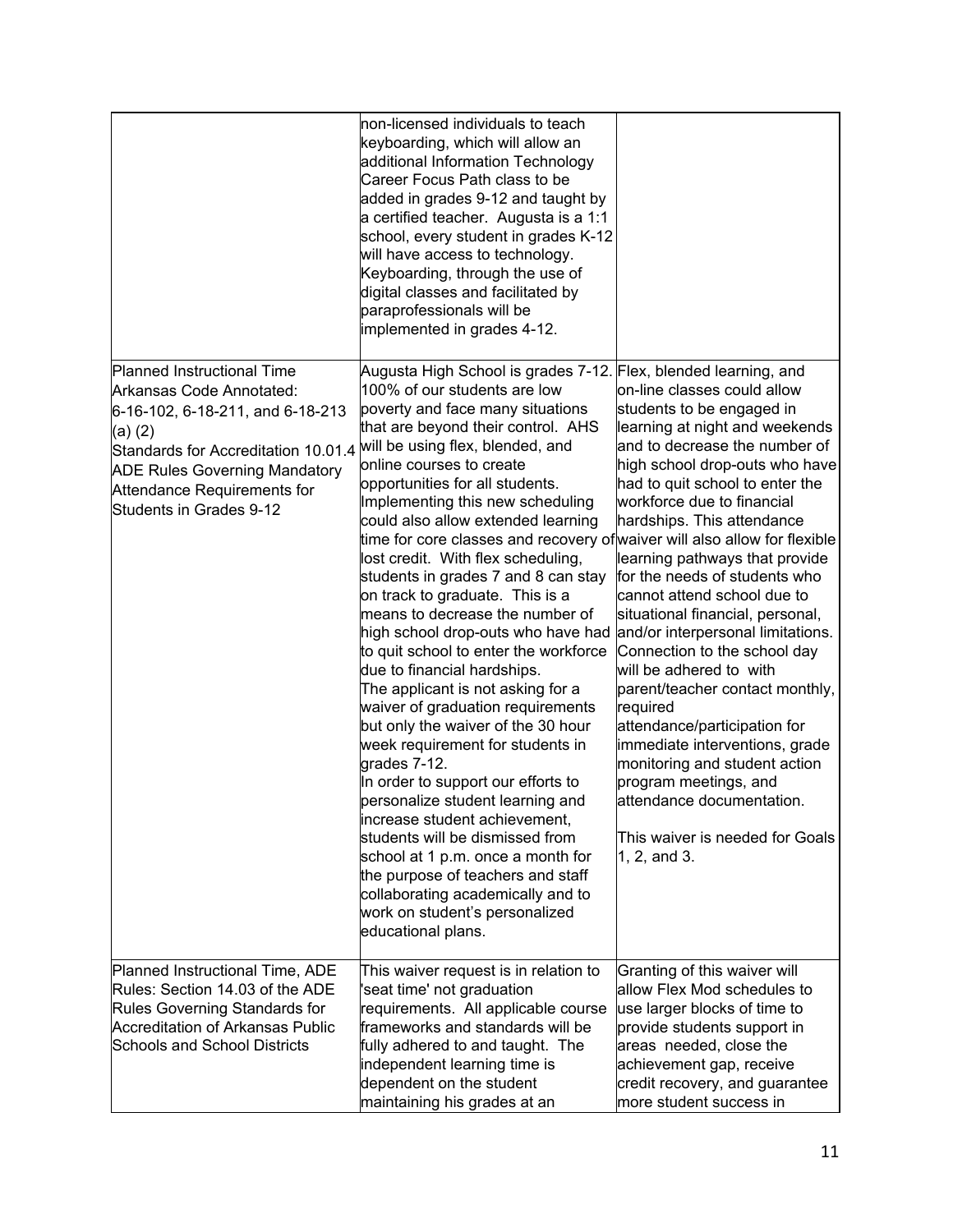| | | |
|---|---|---|
| | non-licensed individuals to teach keyboarding, which will allow an additional Information Technology Career Focus Path class to be added in grades 9-12 and taught by a certified teacher. Augusta is a 1:1 school, every student in grades K-12 will have access to technology. Keyboarding, through the use of digital classes and facilitated by paraprofessionals will be implemented in grades 4-12. | |
| Planned Instructional Time Arkansas Code Annotated: 6-16-102, 6-18-211, and 6-18-213 (a) (2) Standards for Accreditation 10.01.4 ADE Rules Governing Mandatory Attendance Requirements for Students in Grades 9-12 | Augusta High School is grades 7-12. 100% of our students are low poverty and face many situations that are beyond their control. AHS will be using flex, blended, and online courses to create opportunities for all students. Implementing this new scheduling could also allow extended learning time for core classes and recovery of lost credit. With flex scheduling, students in grades 7 and 8 can stay on track to graduate. This is a means to decrease the number of high school drop-outs who have had to quit school to enter the workforce due to financial hardships. The applicant is not asking for a waiver of graduation requirements but only the waiver of the 30 hour week requirement for students in grades 7-12. In order to support our efforts to personalize student learning and increase student achievement, students will be dismissed from school at 1 p.m. once a month for the purpose of teachers and staff collaborating academically and to work on student's personalized educational plans. | Flex, blended learning, and on-line classes could allow students to be engaged in learning at night and weekends and to decrease the number of high school drop-outs who have had to quit school to enter the workforce due to financial hardships. This attendance waiver will also allow for flexible learning pathways that provide for the needs of students who cannot attend school due to situational financial, personal, and/or interpersonal limitations. Connection to the school day will be adhered to with parent/teacher contact monthly, required attendance/participation for immediate interventions, grade monitoring and student action program meetings, and attendance documentation.<br><br>This waiver is needed for Goals 1, 2, and 3. |
| Planned Instructional Time, ADE Rules: Section 14.03 of the ADE Rules Governing Standards for Accreditation of Arkansas Public Schools and School Districts | This waiver request is in relation to 'seat time' not graduation requirements. All applicable course frameworks and standards will be fully adhered to and taught. The independent learning time is dependent on the student maintaining his grades at an | Granting of this waiver will allow Flex Mod schedules to use larger blocks of time to provide students support in areas needed, close the achievement gap, receive credit recovery, and guarantee more student success in |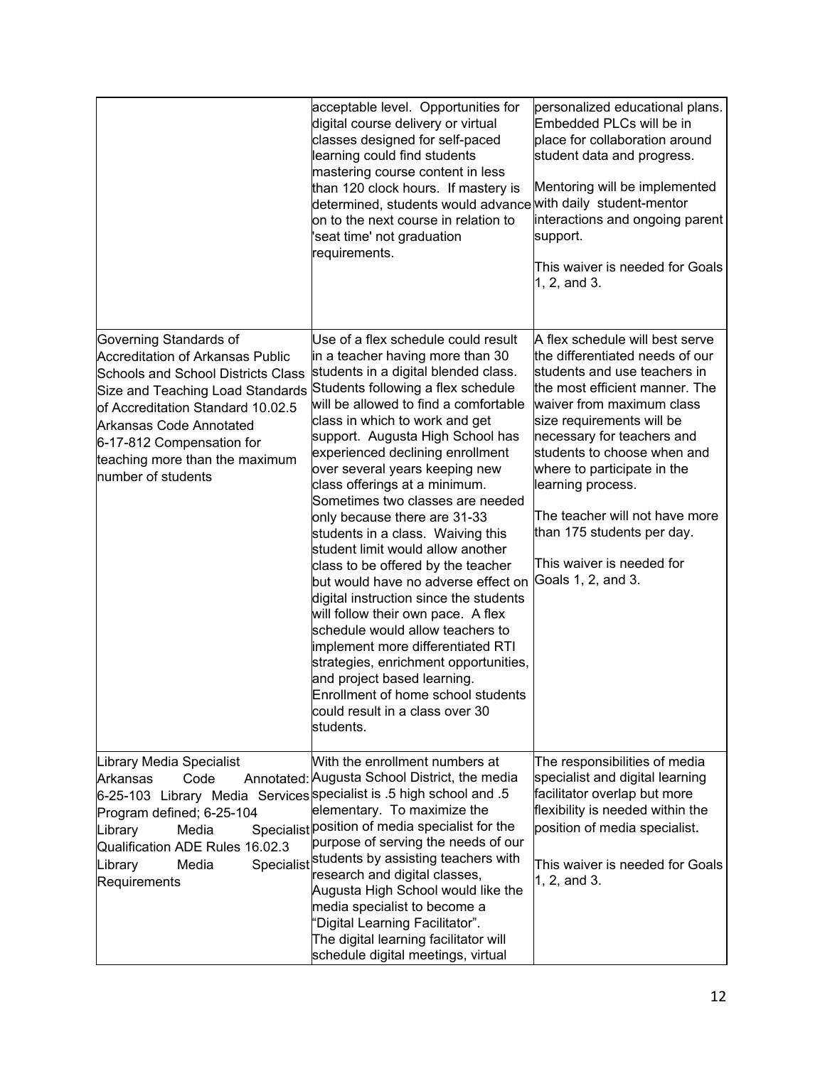| | | |
|---|---|---|
| | acceptable level. Opportunities for digital course delivery or virtual classes designed for self-paced learning could find students mastering course content in less than 120 clock hours. If mastery is determined, students would advance on to the next course in relation to 'seat time' not graduation requirements. | personalized educational plans. Embedded PLCs will be in place for collaboration around student data and progress.<br><br>Mentoring will be implemented with daily student-mentor interactions and ongoing parent support.<br><br>This waiver is needed for Goals 1, 2, and 3. |
| Governing Standards of Accreditation of Arkansas Public Schools and School Districts Class Size and Teaching Load Standards of Accreditation Standard 10.02.5 Arkansas Code Annotated 6-17-812 Compensation for teaching more than the maximum number of students | Use of a flex schedule could result in a teacher having more than 30 students in a digital blended class. Students following a flex schedule will be allowed to find a comfortable class in which to work and get support. Augusta High School has experienced declining enrollment over several years keeping new class offerings at a minimum. Sometimes two classes are needed only because there are 31-33 students in a class. Waiving this student limit would allow another class to be offered by the teacher but would have no adverse effect on digital instruction since the students will follow their own pace. A flex schedule would allow teachers to implement more differentiated RTI strategies, enrichment opportunities, and project based learning. Enrollment of home school students could result in a class over 30 students. | A flex schedule will best serve the differentiated needs of our students and use teachers in the most efficient manner. The waiver from maximum class size requirements will be necessary for teachers and students to choose when and where to participate in the learning process.<br><br>The teacher will not have more than 175 students per day.<br><br>This waiver is needed for Goals 1, 2, and 3. |
| Library Media Specialist Arkansas Code Annotated: 6-25-103 Library Media Services Program defined; 6-25-104 Library Media Specialist Qualification ADE Rules 16.02.3 Library Media Specialist Requirements | With the enrollment numbers at Augusta School District, the media specialist is .5 high school and .5 elementary. To maximize the position of media specialist for the purpose of serving the needs of our students by assisting teachers with research and digital classes, Augusta High School would like the media specialist to become a "Digital Learning Facilitator".<br>The digital learning facilitator will schedule digital meetings, virtual | The responsibilities of media specialist and digital learning facilitator overlap but more flexibility is needed within the position of media specialist.<br><br>This waiver is needed for Goals 1, 2, and 3. |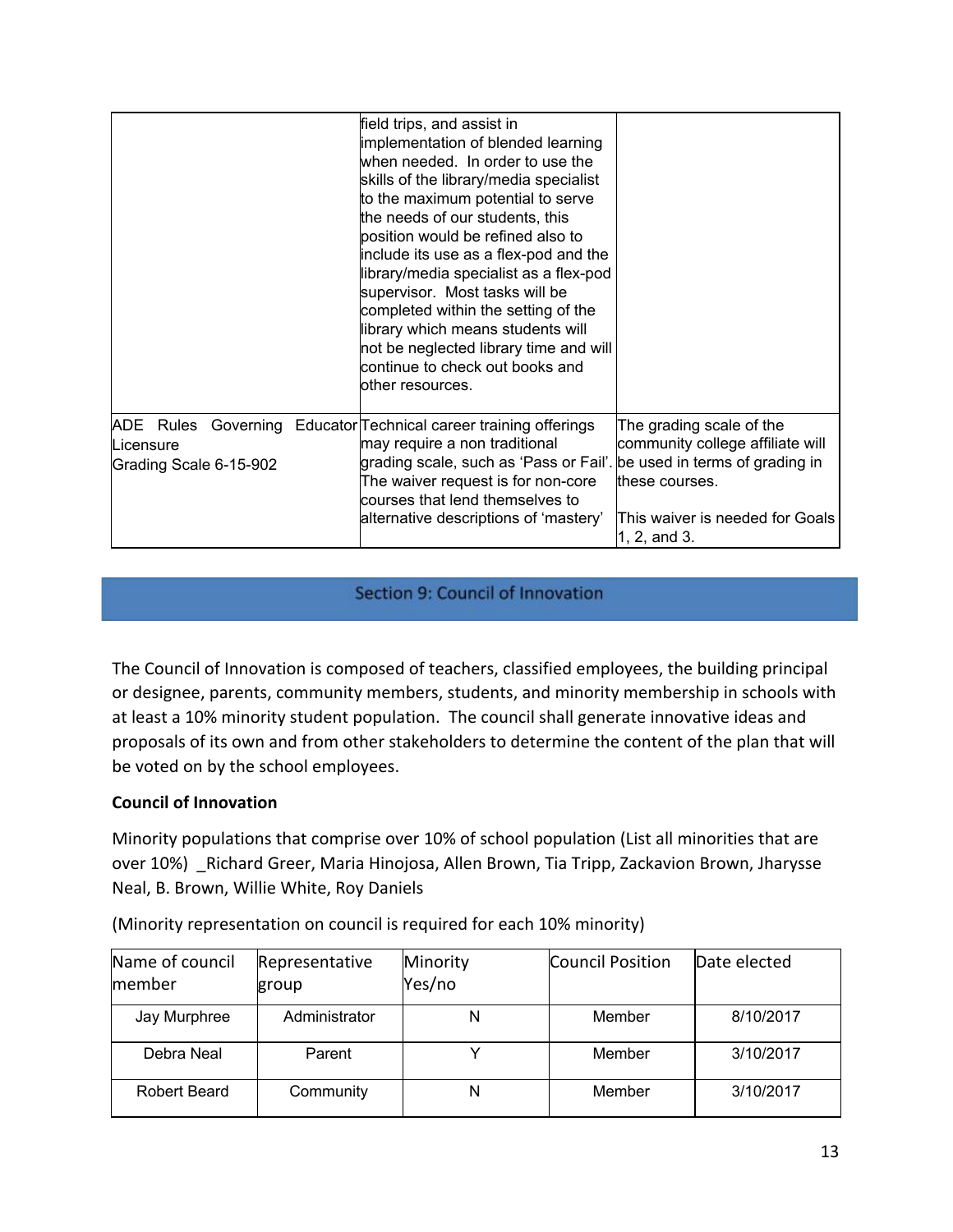| | field trips, and assist in implementation of blended learning when needed. In order to use the skills of the library/media specialist to the maximum potential to serve the needs of our students, this position would be refined also to include its use as a flex-pod and the library/media specialist as a flex-pod supervisor. Most tasks will be completed within the setting of the library which means students will not be neglected library time and will continue to check out books and other resources. | |
|---|---|---|
| ADE Rules Governing Educator Licensure<br>Grading Scale 6-15-902 | Technical career training offerings may require a non traditional grading scale, such as 'Pass or Fail'. The waiver request is for non-core courses that lend themselves to alternative descriptions of 'mastery' | The grading scale of the community college affiliate will be used in terms of grading in these courses.<br><br>This waiver is needed for Goals 1, 2, and 3. |

## Section 9: Council of Innovation

The Council of Innovation is composed of teachers, classified employees, the building principal or designee, parents, community members, students, and minority membership in schools with at least a 10% minority student population. The council shall generate innovative ideas and proposals of its own and from other stakeholders to determine the content of the plan that will be voted on by the school employees.

**Council of Innovation**

Minority populations that comprise over 10% of school population (List all minorities that are over 10%) _Richard Greer, Maria Hinojosa, Allen Brown, Tia Tripp, Zackavion Brown, Jharysse Neal, B. Brown, Willie White, Roy Daniels

(Minority representation on council is required for each 10% minority)

| Name of council member | Representative group | Minority Yes/no | Council Position | Date elected |
|---|---|---|---|---|
| Jay Murphree | Administrator | N | Member | 8/10/2017 |
| Debra Neal | Parent | Y | Member | 3/10/2017 |
| Robert Beard | Community | N | Member | 3/10/2017 |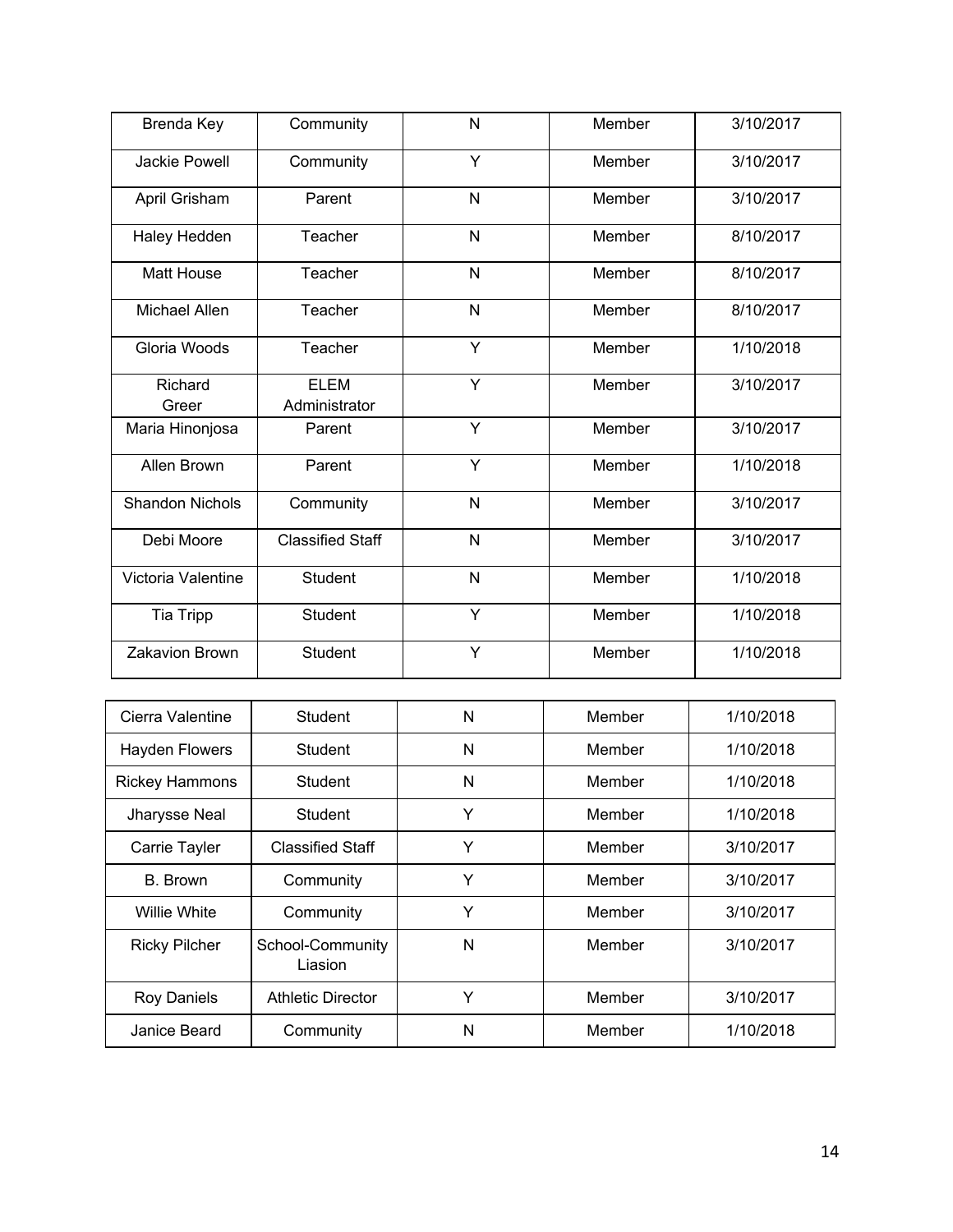| | | | | |
|---|---|---|---|---|
| Brenda Key | Community | N | Member | 3/10/2017 |
| Jackie Powell | Community | Y | Member | 3/10/2017 |
| April Grisham | Parent | N | Member | 3/10/2017 |
| Haley Hedden | Teacher | N | Member | 8/10/2017 |
| Matt House | Teacher | N | Member | 8/10/2017 |
| Michael Allen | Teacher | N | Member | 8/10/2017 |
| Gloria Woods | Teacher | Y | Member | 1/10/2018 |
| Richard Greer | ELEM Administrator | Y | Member | 3/10/2017 |
| Maria Hinonjosa | Parent | Y | Member | 3/10/2017 |
| Allen Brown | Parent | Y | Member | 1/10/2018 |
| Shandon Nichols | Community | N | Member | 3/10/2017 |
| Debi Moore | Classified Staff | N | Member | 3/10/2017 |
| Victoria Valentine | Student | N | Member | 1/10/2018 |
| Tia Tripp | Student | Y | Member | 1/10/2018 |
| Zakavion Brown | Student | Y | Member | 1/10/2018 |
| Cierra Valentine | Student | N | Member | 1/10/2018 |
| Hayden Flowers | Student | N | Member | 1/10/2018 |
| Rickey Hammons | Student | N | Member | 1/10/2018 |
| Jharysse Neal | Student | Y | Member | 1/10/2018 |
| Carrie Tayler | Classified Staff | Y | Member | 3/10/2017 |
| B. Brown | Community | Y | Member | 3/10/2017 |
| Willie White | Community | Y | Member | 3/10/2017 |
| Ricky Pilcher | School-Community Liasion | N | Member | 3/10/2017 |
| Roy Daniels | Athletic Director | Y | Member | 3/10/2017 |
| Janice Beard | Community | N | Member | 1/10/2018 |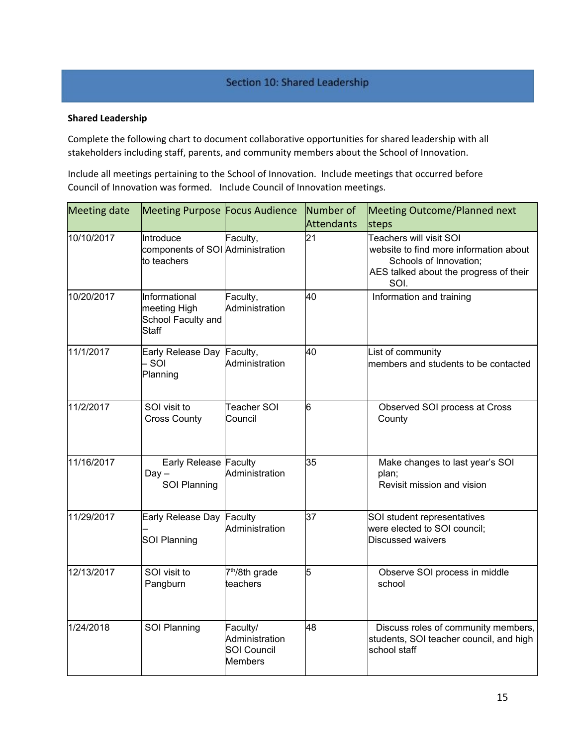## Section 10: Shared Leadership

**Shared Leadership**

Complete the following chart to document collaborative opportunities for shared leadership with all stakeholders including staff, parents, and community members about the School of Innovation.

Include all meetings pertaining to the School of Innovation. Include meetings that occurred before Council of Innovation was formed. Include Council of Innovation meetings.

| Meeting date | Meeting Purpose | Focus Audience | Number of Attendants | Meeting Outcome/Planned next steps |
|---|---|---|---|---|
| 10/10/2017 | Introduce components of SOI to teachers | Faculty, Administration | 21 | Teachers will visit SOI website to find more information about Schools of Innovation; AES talked about the progress of their SOI. |
| 10/20/2017 | Informational meeting High School Faculty and Staff | Faculty, Administration | 40 | Information and training |
| 11/1/2017 | Early Release Day – SOI Planning | Faculty, Administration | 40 | List of community members and students to be contacted |
| 11/2/2017 | SOI visit to Cross County | Teacher SOI Council | 6 | Observed SOI process at Cross County |
| 11/16/2017 | Early Release Day – SOI Planning | Faculty Administration | 35 | Make changes to last year's SOI plan; Revisit mission and vision |
| 11/29/2017 | Early Release Day – SOI Planning | Faculty Administration | 37 | SOI student representatives were elected to SOI council; Discussed waivers |
| 12/13/2017 | SOI visit to Pangburn | 7th/8th grade teachers | 5 | Observe SOI process in middle school |
| 1/24/2018 | SOI Planning | Faculty/ Administration SOI Council Members | 48 | Discuss roles of community members, students, SOI teacher council, and high school staff |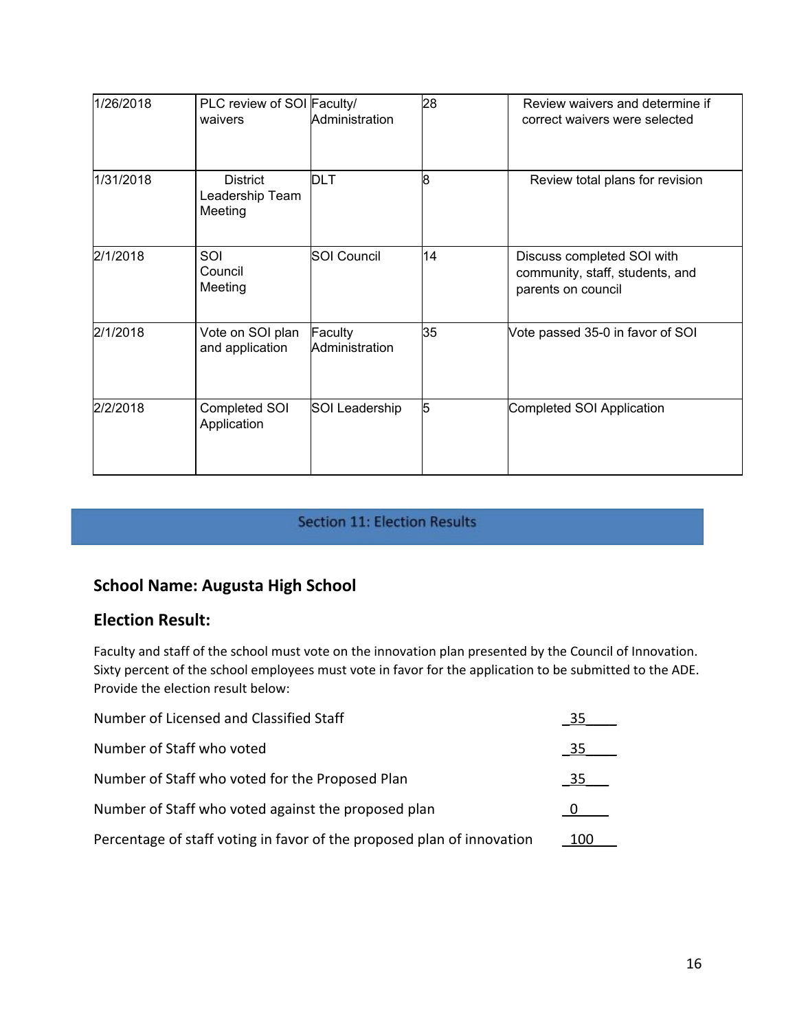| | | | | |
|---|---|---|---|---|
| 1/26/2018 | PLC review of SOI waivers | Faculty/ Administration | 28 | Review waivers and determine if correct waivers were selected |
| 1/31/2018 | District Leadership Team Meeting | DLT | 8 | Review total plans for revision |
| 2/1/2018 | SOI Council Meeting | SOI Council | 14 | Discuss completed SOI with community, staff, students, and parents on council |
| 2/1/2018 | Vote on SOI plan and application | Faculty Administration | 35 | Vote passed 35-0 in favor of SOI |
| 2/2/2018 | Completed SOI Application | SOI Leadership | 5 | Completed SOI Application |

## Section 11: Election Results

### School Name: Augusta High School

### Election Result:

Faculty and staff of the school must vote on the innovation plan presented by the Council of Innovation. Sixty percent of the school employees must vote in favor for the application to be submitted to the ADE. Provide the election result below:

| | |
|---|---|
| Number of Licensed and Classified Staff | 35 |
| Number of Staff who voted | 35 |
| Number of Staff who voted for the Proposed Plan | 35 |
| Number of Staff who voted against the proposed plan | 0 |
| Percentage of staff voting in favor of the proposed plan of innovation | 100 |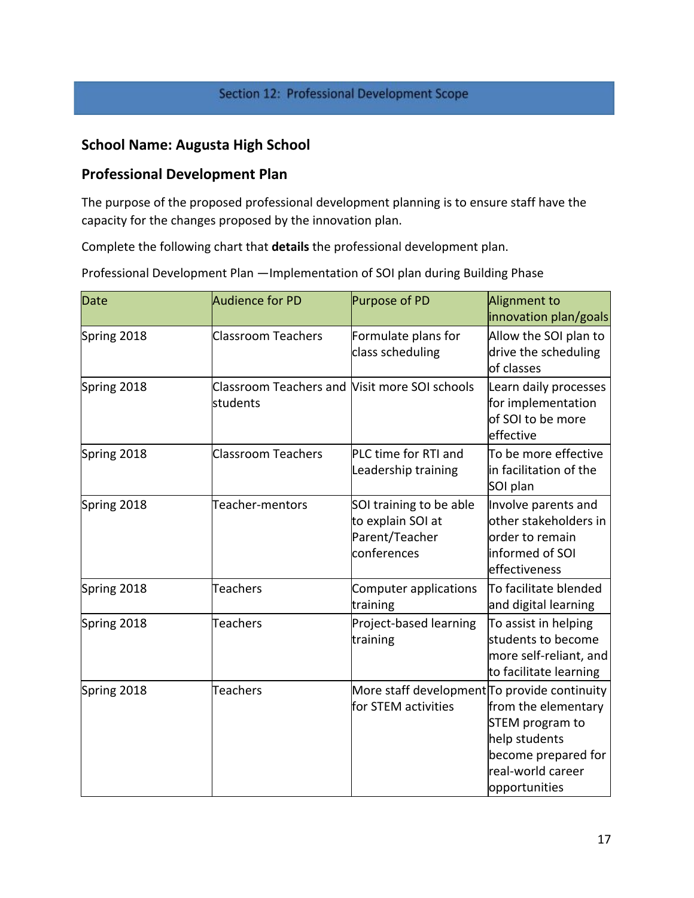## Section 12: Professional Development Scope

### School Name: Augusta High School

### Professional Development Plan

The purpose of the proposed professional development planning is to ensure staff have the capacity for the changes proposed by the innovation plan.

Complete the following chart that **details** the professional development plan.

Professional Development Plan —Implementation of SOI plan during Building Phase

| Date | Audience for PD | Purpose of PD | Alignment to innovation plan/goals |
|---|---|---|---|
| Spring 2018 | Classroom Teachers | Formulate plans for class scheduling | Allow the SOI plan to drive the scheduling of classes |
| Spring 2018 | Classroom Teachers and students | Visit more SOI schools | Learn daily processes for implementation of SOI to be more effective |
| Spring 2018 | Classroom Teachers | PLC time for RTI and Leadership training | To be more effective in facilitation of the SOI plan |
| Spring 2018 | Teacher-mentors | SOI training to be able to explain SOI at Parent/Teacher conferences | Involve parents and other stakeholders in order to remain informed of SOI effectiveness |
| Spring 2018 | Teachers | Computer applications training | To facilitate blended and digital learning |
| Spring 2018 | Teachers | Project-based learning training | To assist in helping students to become more self-reliant, and to facilitate learning |
| Spring 2018 | Teachers | More staff development for STEM activities | To provide continuity from the elementary STEM program to help students become prepared for real-world career opportunities |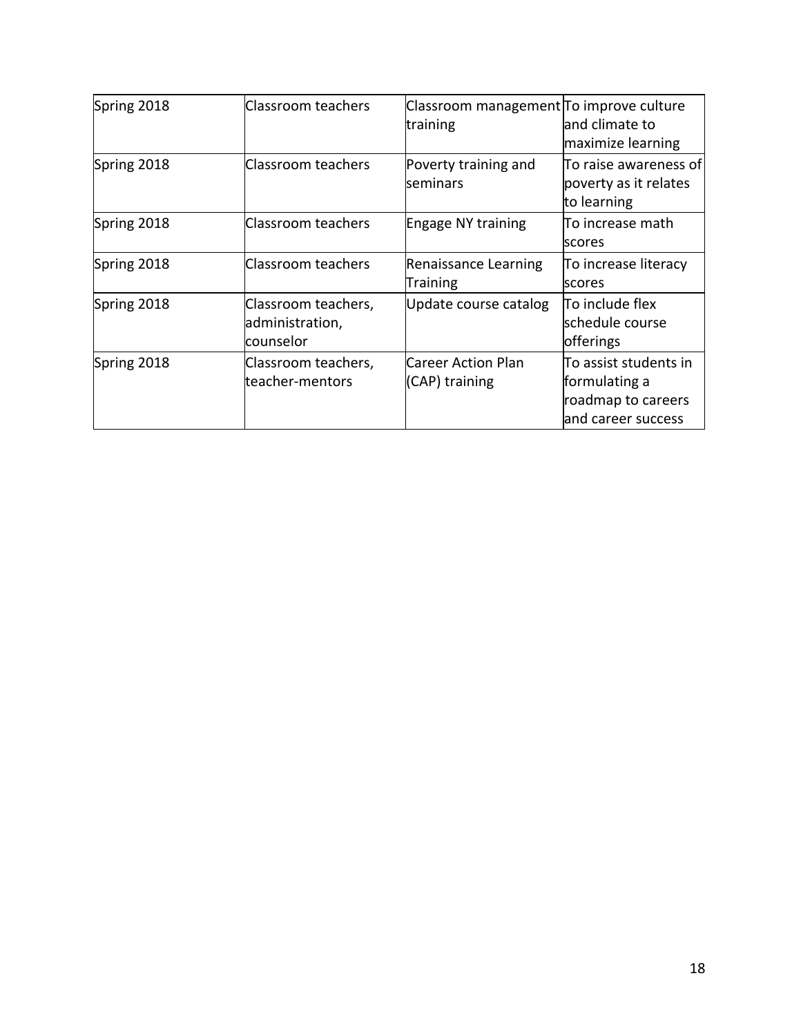| | | | |
|---|---|---|---|
| Spring 2018 | Classroom teachers | Classroom management training | To improve culture and climate to maximize learning |
| Spring 2018 | Classroom teachers | Poverty training and seminars | To raise awareness of poverty as it relates to learning |
| Spring 2018 | Classroom teachers | Engage NY training | To increase math scores |
| Spring 2018 | Classroom teachers | Renaissance Learning Training | To increase literacy scores |
| Spring 2018 | Classroom teachers, administration, counselor | Update course catalog | To include flex schedule course offerings |
| Spring 2018 | Classroom teachers, teacher-mentors | Career Action Plan (CAP) training | To assist students in formulating a roadmap to careers and career success |